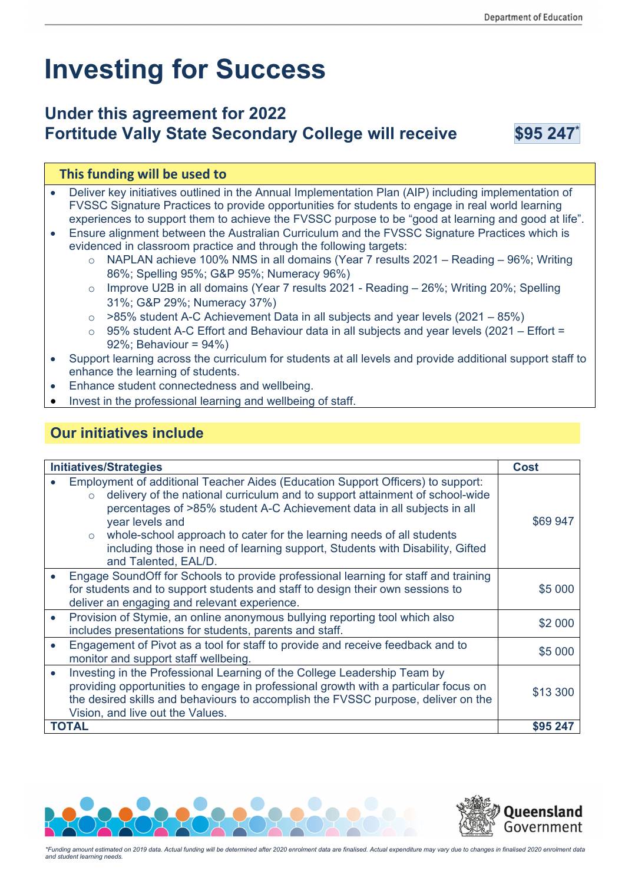# Investing for Success

## Under this agreement for 2022
## Fortitude Vally State Secondary College will receive $95 247*

### This funding will be used to

- Deliver key initiatives outlined in the Annual Implementation Plan (AIP) including implementation of FVSSC Signature Practices to provide opportunities for students to engage in real world learning experiences to support them to achieve the FVSSC purpose to be "good at learning and good at life".
- Ensure alignment between the Australian Curriculum and the FVSSC Signature Practices which is evidenced in classroom practice and through the following targets:
  - NAPLAN achieve 100% NMS in all domains (Year 7 results 2021 – Reading – 96%; Writing 86%; Spelling 95%; G&P 95%; Numeracy 96%)
  - Improve U2B in all domains (Year 7 results 2021 - Reading – 26%; Writing 20%; Spelling 31%; G&P 29%; Numeracy 37%)
  - >85% student A-C Achievement Data in all subjects and year levels (2021 – 85%)
  - 95% student A-C Effort and Behaviour data in all subjects and year levels (2021 – Effort = 92%; Behaviour = 94%)
- Support learning across the curriculum for students at all levels and provide additional support staff to enhance the learning of students.
- Enhance student connectedness and wellbeing.
- Invest in the professional learning and wellbeing of staff.

## Our initiatives include

| Initiatives/Strategies | Cost |
|---|---|
| • Employment of additional Teacher Aides (Education Support Officers) to support:<br>  ○ delivery of the national curriculum and to support attainment of school-wide percentages of >85% student A-C Achievement data in all subjects in all year levels and<br>  ○ whole-school approach to cater for the learning needs of all students including those in need of learning support, Students with Disability, Gifted and Talented, EAL/D. | $69 947 |
| • Engage SoundOff for Schools to provide professional learning for staff and training for students and to support students and staff to design their own sessions to deliver an engaging and relevant experience. | $5 000 |
| • Provision of Stymie, an online anonymous bullying reporting tool which also includes presentations for students, parents and staff. | $2 000 |
| • Engagement of Pivot as a tool for staff to provide and receive feedback and to monitor and support staff wellbeing. | $5 000 |
| • Investing in the Professional Learning of the College Leadership Team by providing opportunities to engage in professional growth with a particular focus on the desired skills and behaviours to accomplish the FVSSC purpose, deliver on the Vision, and live out the Values. | $13 300 |
| **TOTAL** | **$95 247** |

*Funding amount estimated on 2019 data. Actual funding will be determined after 2020 enrolment data are finalised. Actual expenditure may vary due to changes in finalised 2020 enrolment data and student learning needs.*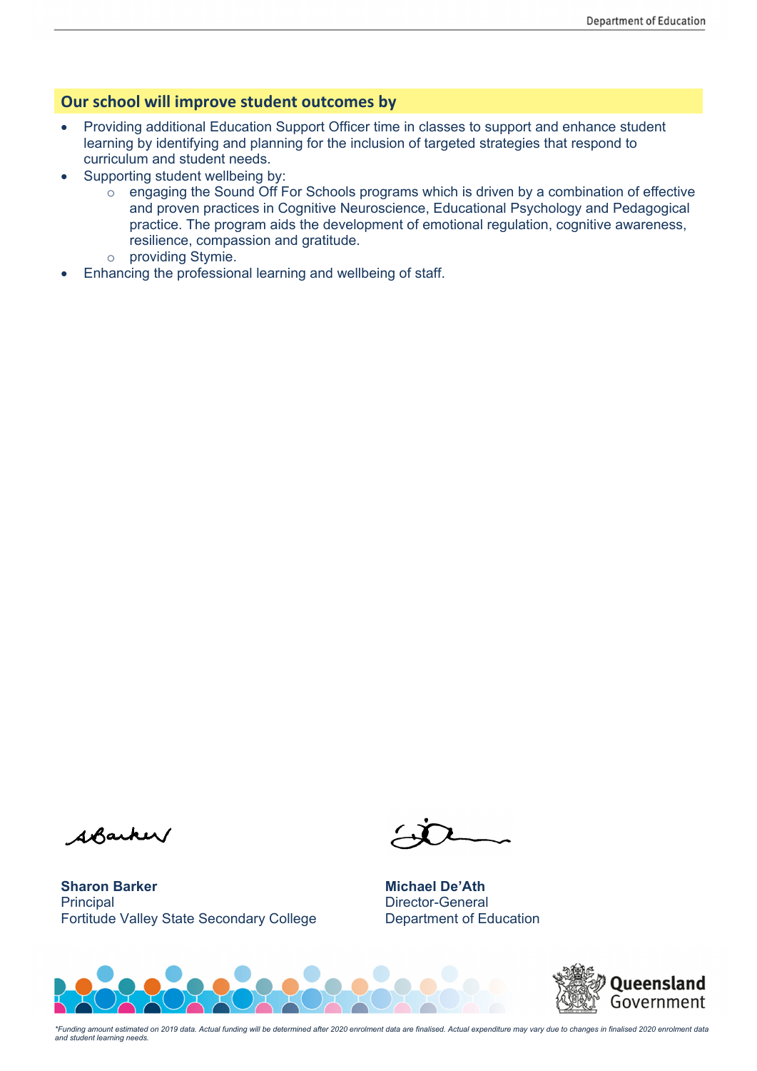## Our school will improve student outcomes by

- Providing additional Education Support Officer time in classes to support and enhance student learning by identifying and planning for the inclusion of targeted strategies that respond to curriculum and student needs.
- Supporting student wellbeing by:
  - engaging the Sound Off For Schools programs which is driven by a combination of effective and proven practices in Cognitive Neuroscience, Educational Psychology and Pedagogical practice. The program aids the development of emotional regulation, cognitive awareness, resilience, compassion and gratitude.
  - providing Stymie.
- Enhancing the professional learning and wellbeing of staff.

**Sharon Barker**
Principal
Fortitude Valley State Secondary College

**Michael De'Ath**
Director-General
Department of Education

*\*Funding amount estimated on 2019 data. Actual funding will be determined after 2020 enrolment data are finalised. Actual expenditure may vary due to changes in finalised 2020 enrolment data and student learning needs.*